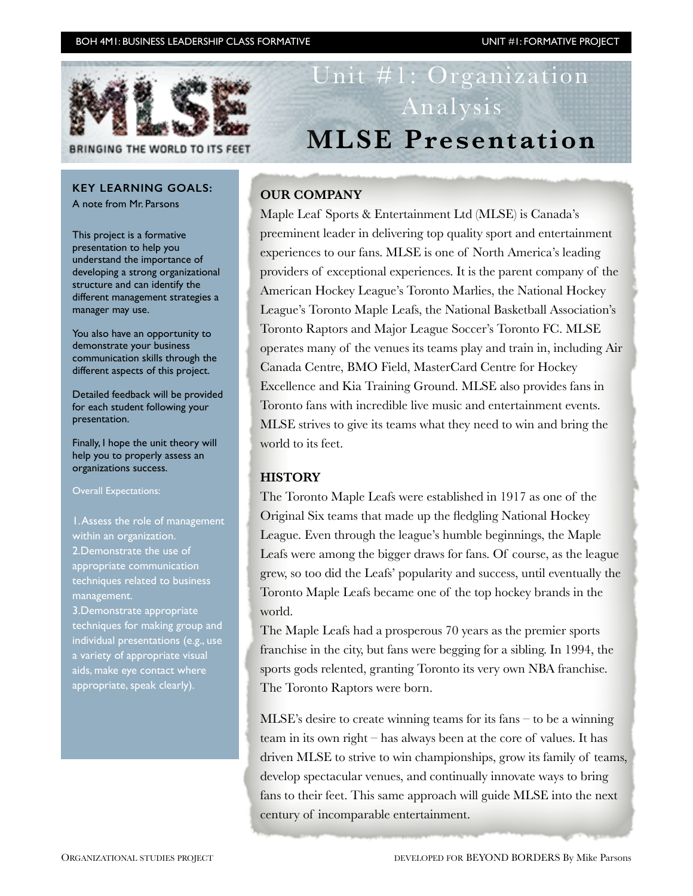# Unit #1: Organization Analysis

# MLSE Presentation

MLSE

BRINGING THE WORLD TO ITS FEET

**KEY LEARNING GOALS:**

A note from Mr. Parsons

This project is a formative presentation to help you understand the importance of developing a strong organizational structure and can identify the different management strategies a manager may use.

You also have an opportunity to demonstrate your business communication skills through the different aspects of this project.

Detailed feedback will be provided for each student following your presentation.

Finally, I hope the unit theory will help you to properly assess an organizations success.

Overall Expectations:

1. Assess the role of management within an organization.
2. Demonstrate the use of appropriate communication techniques related to business management.
3. Demonstrate appropriate techniques for making group and individual presentations (e.g., use a variety of appropriate visual aids, make eye contact where appropriate, speak clearly).

## OUR COMPANY

Maple Leaf Sports & Entertainment Ltd (MLSE) is Canada's preeminent leader in delivering top quality sport and entertainment experiences to our fans. MLSE is one of North America's leading providers of exceptional experiences. It is the parent company of the American Hockey League's Toronto Marlies, the National Hockey League's Toronto Maple Leafs, the National Basketball Association's Toronto Raptors and Major League Soccer's Toronto FC. MLSE operates many of the venues its teams play and train in, including Air Canada Centre, BMO Field, MasterCard Centre for Hockey Excellence and Kia Training Ground. MLSE also provides fans in Toronto fans with incredible live music and entertainment events. MLSE strives to give its teams what they need to win and bring the world to its feet.

## HISTORY

The Toronto Maple Leafs were established in 1917 as one of the Original Six teams that made up the fledgling National Hockey League. Even through the league's humble beginnings, the Maple Leafs were among the bigger draws for fans. Of course, as the league grew, so too did the Leafs' popularity and success, until eventually the Toronto Maple Leafs became one of the top hockey brands in the world.

The Maple Leafs had a prosperous 70 years as the premier sports franchise in the city, but fans were begging for a sibling. In 1994, the sports gods relented, granting Toronto its very own NBA franchise. The Toronto Raptors were born.

MLSE's desire to create winning teams for its fans – to be a winning team in its own right – has always been at the core of values. It has driven MLSE to strive to win championships, grow its family of teams, develop spectacular venues, and continually innovate ways to bring fans to their feet. This same approach will guide MLSE into the next century of incomparable entertainment.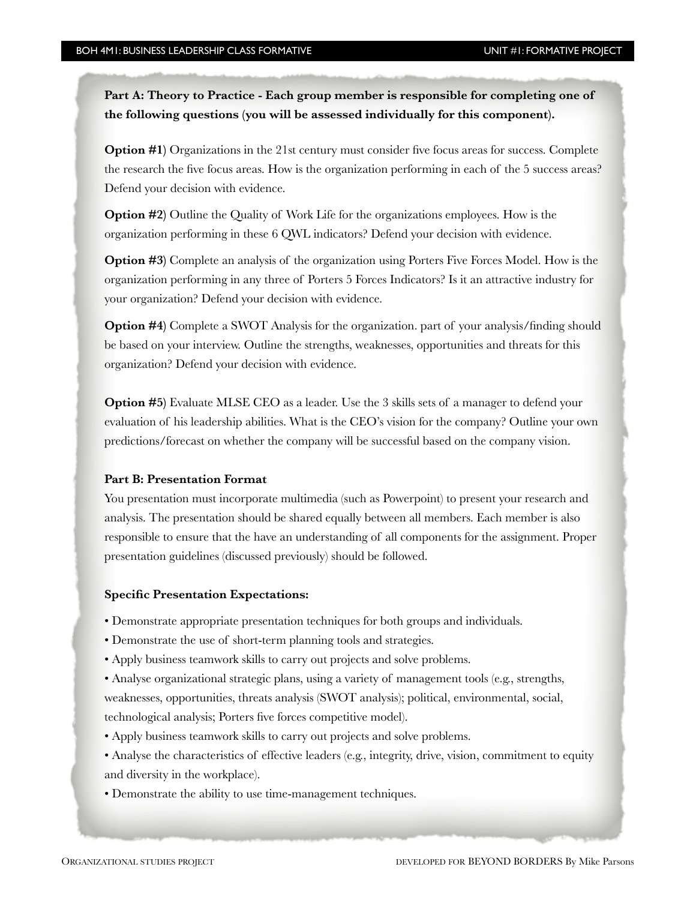**Part A: Theory to Practice - Each group member is responsible for completing one of the following questions (you will be assessed individually for this component).**

**Option #1**) Organizations in the 21st century must consider five focus areas for success. Complete the research the five focus areas. How is the organization performing in each of the 5 success areas? Defend your decision with evidence.

**Option #2**) Outline the Quality of Work Life for the organizations employees. How is the organization performing in these 6 QWL indicators? Defend your decision with evidence.

**Option #3**) Complete an analysis of the organization using Porters Five Forces Model. How is the organization performing in any three of Porters 5 Forces Indicators? Is it an attractive industry for your organization? Defend your decision with evidence.

**Option #4**) Complete a SWOT Analysis for the organization. part of your analysis/finding should be based on your interview. Outline the strengths, weaknesses, opportunities and threats for this organization? Defend your decision with evidence.

**Option #5**) Evaluate MLSE CEO as a leader. Use the 3 skills sets of a manager to defend your evaluation of his leadership abilities. What is the CEO's vision for the company? Outline your own predictions/forecast on whether the company will be successful based on the company vision.

**Part B: Presentation Format**

You presentation must incorporate multimedia (such as Powerpoint) to present your research and analysis. The presentation should be shared equally between all members. Each member is also responsible to ensure that the have an understanding of all components for the assignment. Proper presentation guidelines (discussed previously) should be followed.

**Specific Presentation Expectations:**

- Demonstrate appropriate presentation techniques for both groups and individuals.
- Demonstrate the use of short-term planning tools and strategies.
- Apply business teamwork skills to carry out projects and solve problems.
- Analyse organizational strategic plans, using a variety of management tools (e.g., strengths, weaknesses, opportunities, threats analysis (SWOT analysis); political, environmental, social, technological analysis; Porters five forces competitive model).
- Apply business teamwork skills to carry out projects and solve problems.
- Analyse the characteristics of effective leaders (e.g., integrity, drive, vision, commitment to equity and diversity in the workplace).
- Demonstrate the ability to use time-management techniques.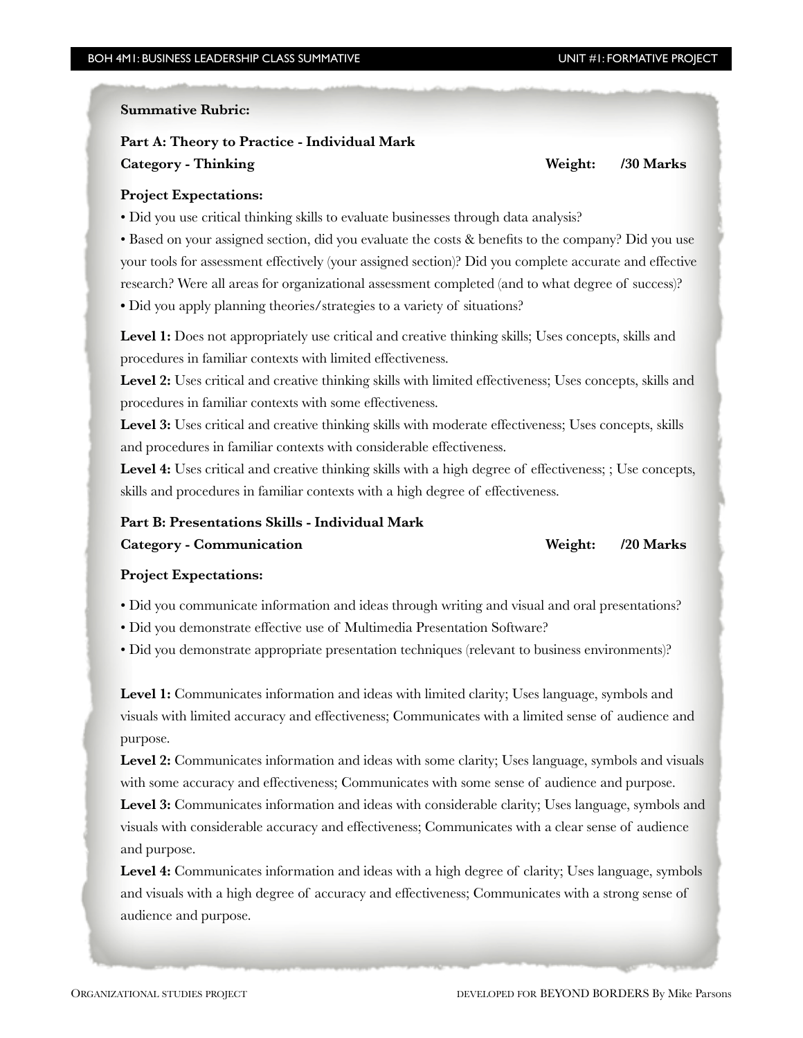**Summative Rubric:**

**Part A: Theory to Practice - Individual Mark**
**Category - Thinking** **Weight: /30 Marks**

**Project Expectations:**

- Did you use critical thinking skills to evaluate businesses through data analysis?
- Based on your assigned section, did you evaluate the costs & benefits to the company? Did you use your tools for assessment effectively (your assigned section)? Did you complete accurate and effective research? Were all areas for organizational assessment completed (and to what degree of success)?
- Did you apply planning theories/strategies to a variety of situations?

**Level 1:** Does not appropriately use critical and creative thinking skills; Uses concepts, skills and procedures in familiar contexts with limited effectiveness.
**Level 2:** Uses critical and creative thinking skills with limited effectiveness; Uses concepts, skills and procedures in familiar contexts with some effectiveness.
**Level 3:** Uses critical and creative thinking skills with moderate effectiveness; Uses concepts, skills and procedures in familiar contexts with considerable effectiveness.
**Level 4:** Uses critical and creative thinking skills with a high degree of effectiveness; ; Use concepts, skills and procedures in familiar contexts with a high degree of effectiveness.

**Part B: Presentations Skills - Individual Mark**
**Category - Communication** **Weight: /20 Marks**

**Project Expectations:**

- Did you communicate information and ideas through writing and visual and oral presentations?
- Did you demonstrate effective use of Multimedia Presentation Software?
- Did you demonstrate appropriate presentation techniques (relevant to business environments)?

**Level 1:** Communicates information and ideas with limited clarity; Uses language, symbols and visuals with limited accuracy and effectiveness; Communicates with a limited sense of audience and purpose.
**Level 2:** Communicates information and ideas with some clarity; Uses language, symbols and visuals with some accuracy and effectiveness; Communicates with some sense of audience and purpose.
**Level 3:** Communicates information and ideas with considerable clarity; Uses language, symbols and visuals with considerable accuracy and effectiveness; Communicates with a clear sense of audience and purpose.
**Level 4:** Communicates information and ideas with a high degree of clarity; Uses language, symbols and visuals with a high degree of accuracy and effectiveness; Communicates with a strong sense of audience and purpose.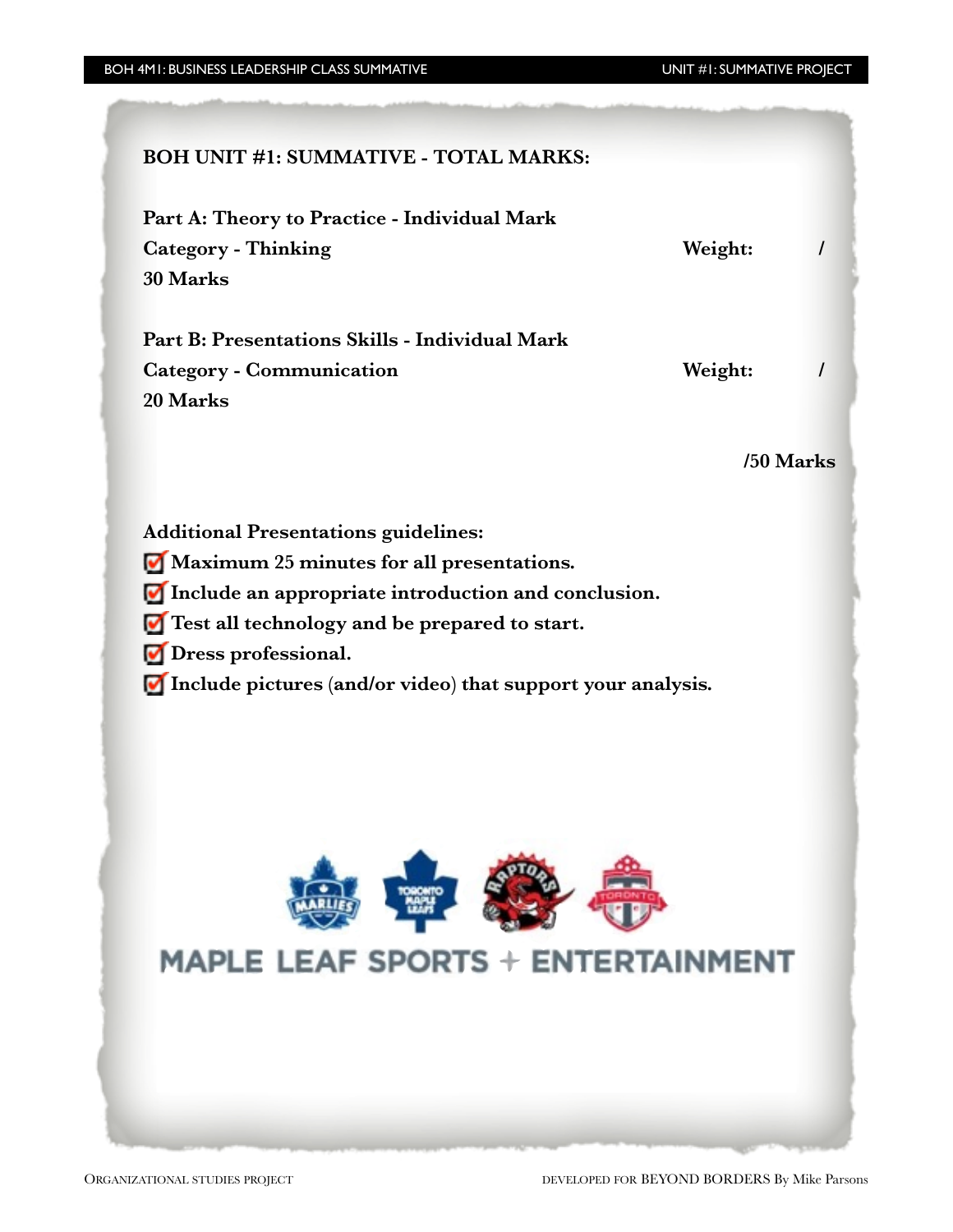**BOH UNIT #1: SUMMATIVE - TOTAL MARKS:**

**Part A: Theory to Practice - Individual Mark**
**Category - Thinking** **Weight: /**
**30 Marks**

**Part B: Presentations Skills - Individual Mark**
**Category - Communication** **Weight: /**
**20 Marks**

**/50 Marks**

**Additional Presentations guidelines:**

- ☑ **Maximum 25 minutes for all presentations.**
- ☑ **Include an appropriate introduction and conclusion.**
- ☑ **Test all technology and be prepared to start.**
- ☑ **Dress professional.**
- ☑ **Include pictures (and/or video) that support your analysis.**

MAPLE LEAF SPORTS + ENTERTAINMENT